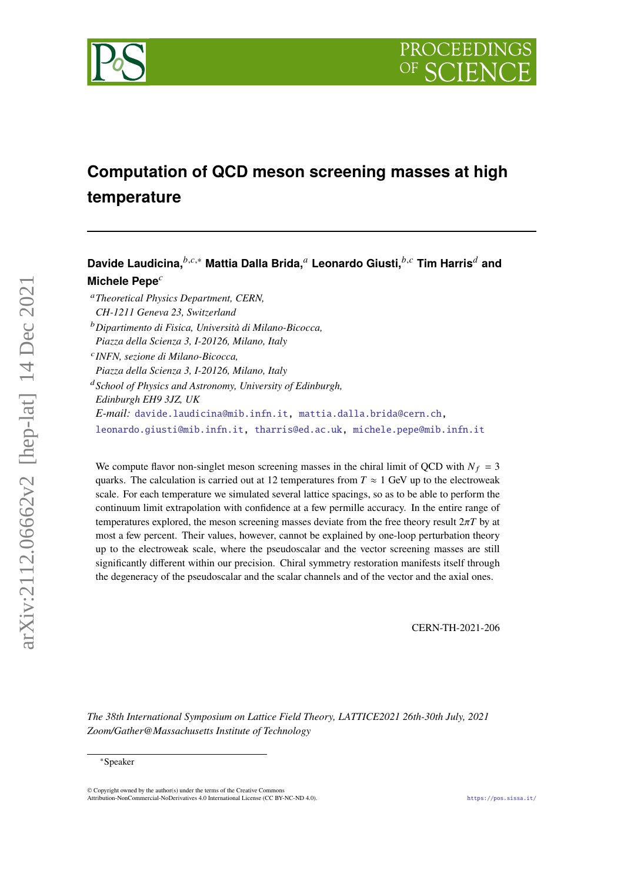# Computation of QCD meson screening masses at high temperature

**Davide Laudicina,**[b,c,*] **Mattia Dalla Brida,**[a] **Leonardo Giusti,**[b,c] **Tim Harris**[d] **and Michele Pepe**[c]

[a] *Theoretical Physics Department, CERN, CH-1211 Geneva 23, Switzerland*

[b] *Dipartimento di Fisica, Università di Milano-Bicocca, Piazza della Scienza 3, I-20126, Milano, Italy*

[c] *INFN, sezione di Milano-Bicocca, Piazza della Scienza 3, I-20126, Milano, Italy*

[d] *School of Physics and Astronomy, University of Edinburgh, Edinburgh EH9 3JZ, UK*

*E-mail:* davide.laudicina@mib.infn.it, mattia.dalla.brida@cern.ch, leonardo.giusti@mib.infn.it, tharris@ed.ac.uk, michele.pepe@mib.infn.it

We compute flavor non-singlet meson screening masses in the chiral limit of QCD with $N_f = 3$ quarks. The calculation is carried out at 12 temperatures from $T \approx 1$ GeV up to the electroweak scale. For each temperature we simulated several lattice spacings, so as to be able to perform the continuum limit extrapolation with confidence at a few permille accuracy. In the entire range of temperatures explored, the meson screening masses deviate from the free theory result $2\pi T$ by at most a few percent. Their values, however, cannot be explained by one-loop perturbation theory up to the electroweak scale, where the pseudoscalar and the vector screening masses are still significantly different within our precision. Chiral symmetry restoration manifests itself through the degeneracy of the pseudoscalar and the scalar channels and of the vector and the axial ones.

CERN-TH-2021-206

*The 38th International Symposium on Lattice Field Theory, LATTICE2021 26th-30th July, 2021 Zoom/Gather@Massachusetts Institute of Technology*

*Speaker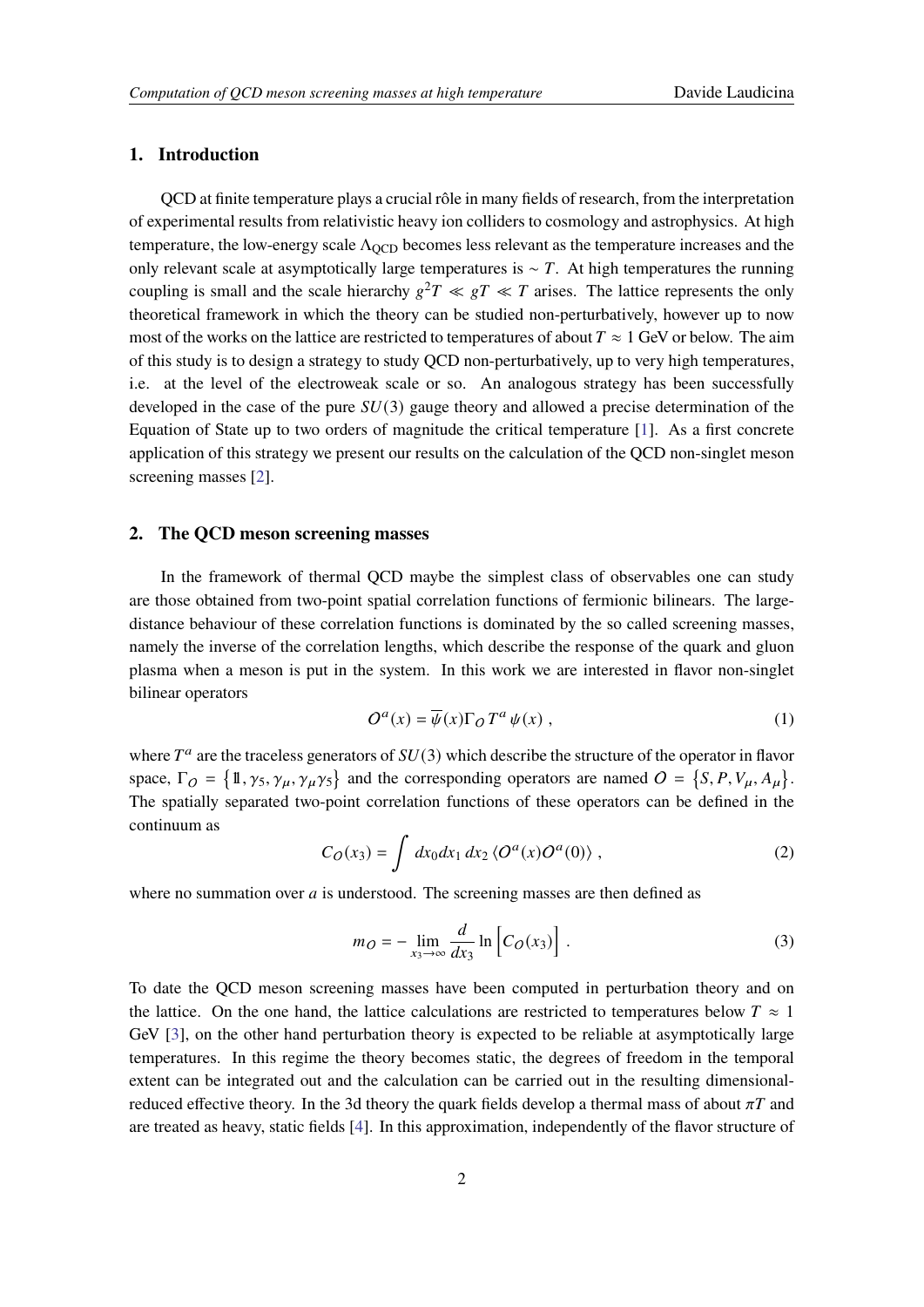## 1. Introduction

QCD at finite temperature plays a crucial rôle in many fields of research, from the interpretation of experimental results from relativistic heavy ion colliders to cosmology and astrophysics. At high temperature, the low-energy scale $\Lambda_{\text{QCD}}$ becomes less relevant as the temperature increases and the only relevant scale at asymptotically large temperatures is $\sim T$. At high temperatures the running coupling is small and the scale hierarchy $g^2T \ll gT \ll T$ arises. The lattice represents the only theoretical framework in which the theory can be studied non-perturbatively, however up to now most of the works on the lattice are restricted to temperatures of about $T \approx 1$ GeV or below. The aim of this study is to design a strategy to study QCD non-perturbatively, up to very high temperatures, i.e. at the level of the electroweak scale or so. An analogous strategy has been successfully developed in the case of the pure $SU(3)$ gauge theory and allowed a precise determination of the Equation of State up to two orders of magnitude the critical temperature [1]. As a first concrete application of this strategy we present our results on the calculation of the QCD non-singlet meson screening masses [2].

## 2. The QCD meson screening masses

In the framework of thermal QCD maybe the simplest class of observables one can study are those obtained from two-point spatial correlation functions of fermionic bilinears. The large-distance behaviour of these correlation functions is dominated by the so called screening masses, namely the inverse of the correlation lengths, which describe the response of the quark and gluon plasma when a meson is put in the system. In this work we are interested in flavor non-singlet bilinear operators

$$O^a(x) = \overline{\psi}(x)\Gamma_O T^a \psi(x) \,, \tag{1}$$

where $T^a$ are the traceless generators of $SU(3)$ which describe the structure of the operator in flavor space, $\Gamma_O = \{\mathbb{1}, \gamma_5, \gamma_\mu, \gamma_\mu\gamma_5\}$ and the corresponding operators are named $O = \{S, P, V_\mu, A_\mu\}$. The spatially separated two-point correlation functions of these operators can be defined in the continuum as

$$C_O(x_3) = \int dx_0 dx_1\, dx_2\, \langle O^a(x) O^a(0)\rangle \,, \tag{2}$$

where no summation over $a$ is understood. The screening masses are then defined as

$$m_O = -\lim_{x_3\to\infty} \frac{d}{dx_3} \ln\left[C_O(x_3)\right] \,. \tag{3}$$

To date the QCD meson screening masses have been computed in perturbation theory and on the lattice. On the one hand, the lattice calculations are restricted to temperatures below $T \approx 1$ GeV [3], on the other hand perturbation theory is expected to be reliable at asymptotically large temperatures. In this regime the theory becomes static, the degrees of freedom in the temporal extent can be integrated out and the calculation can be carried out in the resulting dimensional-reduced effective theory. In the 3d theory the quark fields develop a thermal mass of about $\pi T$ and are treated as heavy, static fields [4]. In this approximation, independently of the flavor structure of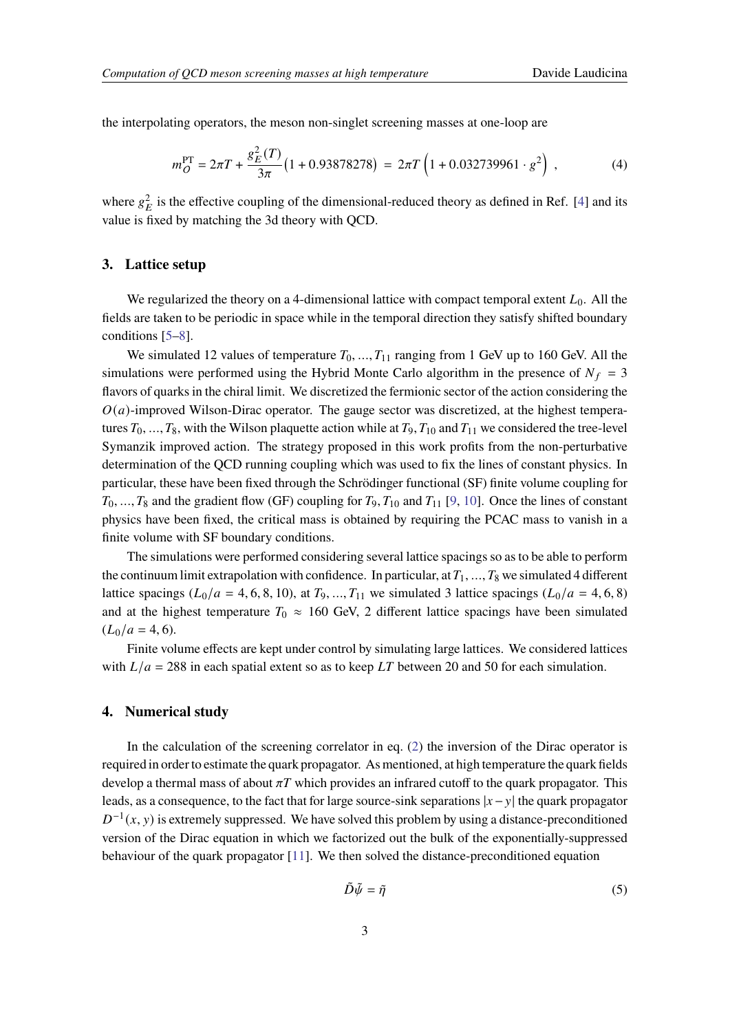the interpolating operators, the meson non-singlet screening masses at one-loop are

$$m_{\mathcal{O}}^{\mathrm{PT}} = 2\pi T + \frac{g_E^2(T)}{3\pi}\big(1 + 0.93878278\big) \;=\; 2\pi T\,\Big(1 + 0.032739961\cdot g^2\Big)\;, \tag{4}$$

where $g_E^2$ is the effective coupling of the dimensional-reduced theory as defined in Ref. [4] and its value is fixed by matching the 3d theory with QCD.

## 3. Lattice setup

We regularized the theory on a 4-dimensional lattice with compact temporal extent $L_0$. All the fields are taken to be periodic in space while in the temporal direction they satisfy shifted boundary conditions [5–8].

We simulated 12 values of temperature $T_0, \ldots, T_{11}$ ranging from 1 GeV up to 160 GeV. All the simulations were performed using the Hybrid Monte Carlo algorithm in the presence of $N_f = 3$ flavors of quarks in the chiral limit. We discretized the fermionic sector of the action considering the $O(a)$-improved Wilson-Dirac operator. The gauge sector was discretized, at the highest temperatures $T_0, \ldots, T_8$, with the Wilson plaquette action while at $T_9, T_{10}$ and $T_{11}$ we considered the tree-level Symanzik improved action. The strategy proposed in this work profits from the non-perturbative determination of the QCD running coupling which was used to fix the lines of constant physics. In particular, these have been fixed through the Schrödinger functional (SF) finite volume coupling for $T_0, \ldots, T_8$ and the gradient flow (GF) coupling for $T_9, T_{10}$ and $T_{11}$ [9, 10]. Once the lines of constant physics have been fixed, the critical mass is obtained by requiring the PCAC mass to vanish in a finite volume with SF boundary conditions.

The simulations were performed considering several lattice spacings so as to be able to perform the continuum limit extrapolation with confidence. In particular, at $T_1, \ldots, T_8$ we simulated 4 different lattice spacings ($L_0/a = 4, 6, 8, 10$), at $T_9, \ldots, T_{11}$ we simulated 3 lattice spacings ($L_0/a = 4, 6, 8$) and at the highest temperature $T_0 \approx 160$ GeV, 2 different lattice spacings have been simulated ($L_0/a = 4, 6$).

Finite volume effects are kept under control by simulating large lattices. We considered lattices with $L/a = 288$ in each spatial extent so as to keep $LT$ between 20 and 50 for each simulation.

## 4. Numerical study

In the calculation of the screening correlator in eq. (2) the inversion of the Dirac operator is required in order to estimate the quark propagator. As mentioned, at high temperature the quark fields develop a thermal mass of about $\pi T$ which provides an infrared cutoff to the quark propagator. This leads, as a consequence, to the fact that for large source-sink separations $|x - y|$ the quark propagator $D^{-1}(x, y)$ is extremely suppressed. We have solved this problem by using a distance-preconditioned version of the Dirac equation in which we factorized out the bulk of the exponentially-suppressed behaviour of the quark propagator [11]. We then solved the distance-preconditioned equation

$$\tilde{D}\tilde{\psi} = \tilde{\eta} \tag{5}$$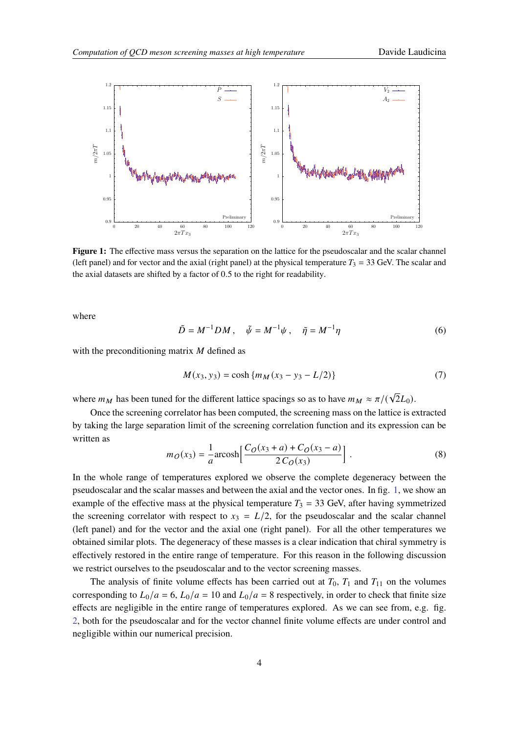**Figure 1:** The effective mass versus the separation on the lattice for the pseudoscalar and the scalar channel (left panel) and for vector and the axial (right panel) at the physical temperature $T_3 = 33$ GeV. The scalar and the axial datasets are shifted by a factor of 0.5 to the right for readability.

where

$$\tilde{D} = M^{-1} D M \,, \quad \tilde{\psi} = M^{-1}\psi \,, \quad \tilde{\eta} = M^{-1}\eta \tag{6}$$

with the preconditioning matrix $M$ defined as

$$M(x_3, y_3) = \cosh\left\{ m_M (x_3 - y_3 - L/2) \right\} \tag{7}$$

where $m_M$ has been tuned for the different lattice spacings so as to have $m_M \approx \pi/(\sqrt{2}L_0)$.

Once the screening correlator has been computed, the screening mass on the lattice is extracted by taking the large separation limit of the screening correlation function and its expression can be written as

$$m_O(x_3) = \frac{1}{a}\text{arcosh}\left[ \frac{C_O(x_3 + a) + C_O(x_3 - a)}{2\, C_O(x_3)} \right] . \tag{8}$$

In the whole range of temperatures explored we observe the complete degeneracy between the pseudoscalar and the scalar masses and between the axial and the vector ones. In fig. 1, we show an example of the effective mass at the physical temperature $T_3 = 33$ GeV, after having symmetrized the screening correlator with respect to $x_3 = L/2$, for the pseudoscalar and the scalar channel (left panel) and for the vector and the axial one (right panel). For all the other temperatures we obtained similar plots. The degeneracy of these masses is a clear indication that chiral symmetry is effectively restored in the entire range of temperature. For this reason in the following discussion we restrict ourselves to the pseudoscalar and to the vector screening masses.

The analysis of finite volume effects has been carried out at $T_0$, $T_1$ and $T_{11}$ on the volumes corresponding to $L_0/a = 6$, $L_0/a = 10$ and $L_0/a = 8$ respectively, in order to check that finite size effects are negligible in the entire range of temperatures explored. As we can see from, e.g. fig. 2, both for the pseudoscalar and for the vector channel finite volume effects are under control and negligible within our numerical precision.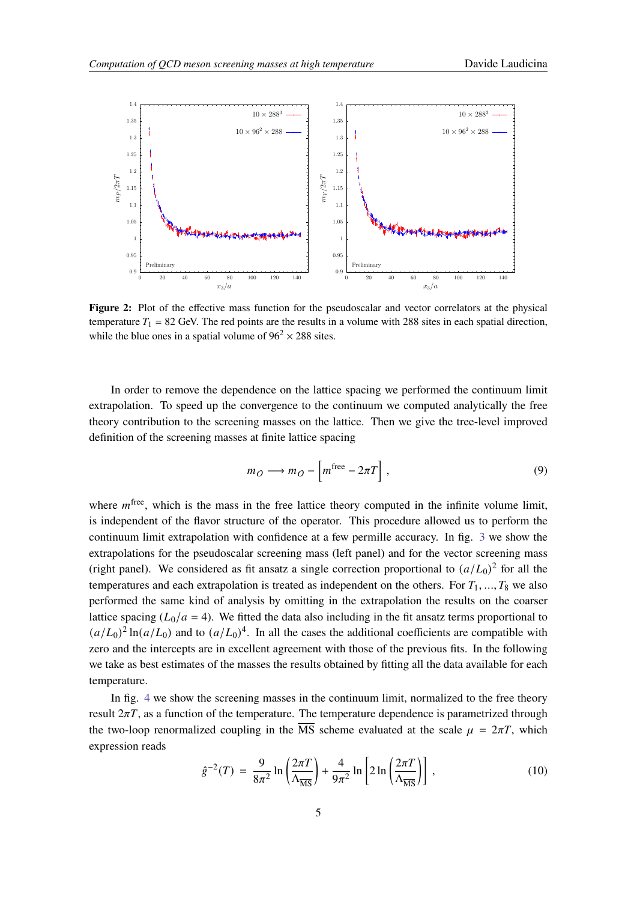**Figure 2:** Plot of the effective mass function for the pseudoscalar and vector correlators at the physical temperature $T_1 = 82$ GeV. The red points are the results in a volume with 288 sites in each spatial direction, while the blue ones in a spatial volume of $96^2 \times 288$ sites.

In order to remove the dependence on the lattice spacing we performed the continuum limit extrapolation. To speed up the convergence to the continuum we computed analytically the free theory contribution to the screening masses on the lattice. Then we give the tree-level improved definition of the screening masses at finite lattice spacing

$$m_O \longrightarrow m_O - \left[m^{\text{free}} - 2\pi T\right] , \tag{9}$$

where $m^{\text{free}}$, which is the mass in the free lattice theory computed in the infinite volume limit, is independent of the flavor structure of the operator. This procedure allowed us to perform the continuum limit extrapolation with confidence at a few permille accuracy. In fig. 3 we show the extrapolations for the pseudoscalar screening mass (left panel) and for the vector screening mass (right panel). We considered as fit ansatz a single correction proportional to $(a/L_0)^2$ for all the temperatures and each extrapolation is treated as independent on the others. For $T_1, ..., T_8$ we also performed the same kind of analysis by omitting in the extrapolation the results on the coarser lattice spacing ($L_0/a = 4$). We fitted the data also including in the fit ansatz terms proportional to $(a/L_0)^2 \ln(a/L_0)$ and to $(a/L_0)^4$. In all the cases the additional coefficients are compatible with zero and the intercepts are in excellent agreement with those of the previous fits. In the following we take as best estimates of the masses the results obtained by fitting all the data available for each temperature.

In fig. 4 we show the screening masses in the continuum limit, normalized to the free theory result $2\pi T$, as a function of the temperature. The temperature dependence is parametrized through the two-loop renormalized coupling in the $\overline{\text{MS}}$ scheme evaluated at the scale $\mu = 2\pi T$, which expression reads

$$\hat{g}^{-2}(T) = \frac{9}{8\pi^2} \ln\left(\frac{2\pi T}{\Lambda_{\overline{\text{MS}}}}\right) + \frac{4}{9\pi^2} \ln\left[2 \ln\left(\frac{2\pi T}{\Lambda_{\overline{\text{MS}}}}\right)\right] , \tag{10}$$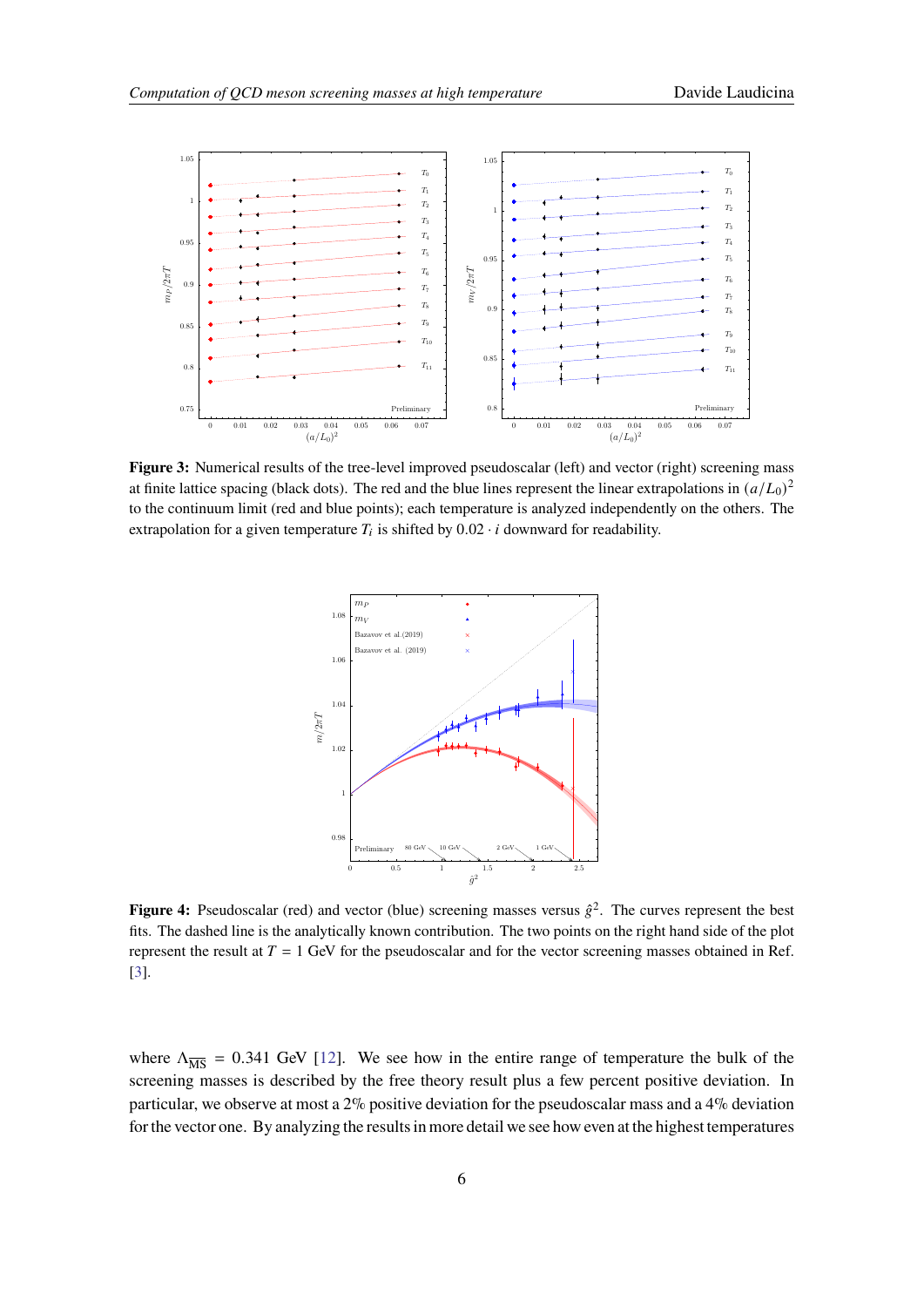**Figure 3:** Numerical results of the tree-level improved pseudoscalar (left) and vector (right) screening mass at finite lattice spacing (black dots). The red and the blue lines represent the linear extrapolations in $(a/L_0)^2$ to the continuum limit (red and blue points); each temperature is analyzed independently on the others. The extrapolation for a given temperature $T_i$ is shifted by $0.02 \cdot i$ downward for readability.

**Figure 4:** Pseudoscalar (red) and vector (blue) screening masses versus $\hat{g}^2$. The curves represent the best fits. The dashed line is the analytically known contribution. The two points on the right hand side of the plot represent the result at $T = 1$ GeV for the pseudoscalar and for the vector screening masses obtained in Ref. [3].

where $\Lambda_{\overline{\text{MS}}} = 0.341$ GeV [12]. We see how in the entire range of temperature the bulk of the screening masses is described by the free theory result plus a few percent positive deviation. In particular, we observe at most a 2% positive deviation for the pseudoscalar mass and a 4% deviation for the vector one. By analyzing the results in more detail we see how even at the highest temperatures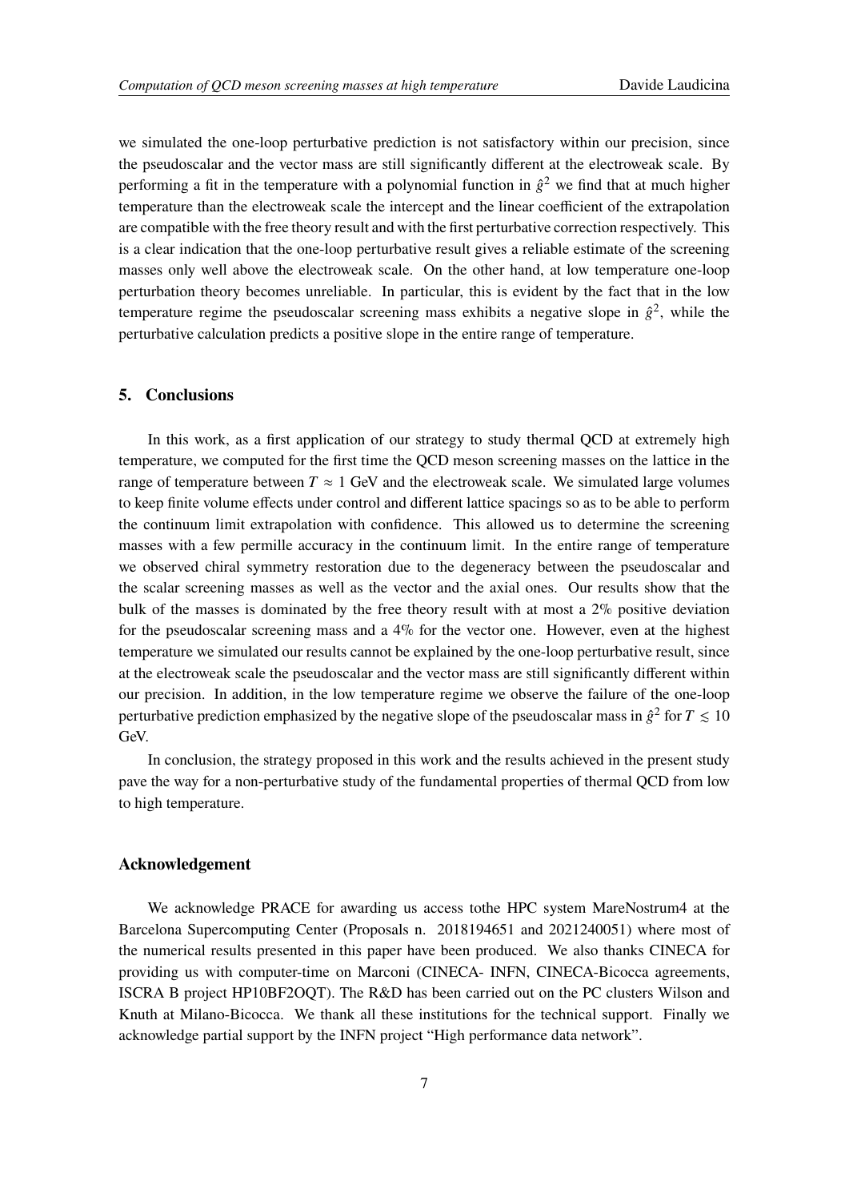we simulated the one-loop perturbative prediction is not satisfactory within our precision, since the pseudoscalar and the vector mass are still significantly different at the electroweak scale. By performing a fit in the temperature with a polynomial function in $\hat{g}^2$ we find that at much higher temperature than the electroweak scale the intercept and the linear coefficient of the extrapolation are compatible with the free theory result and with the first perturbative correction respectively. This is a clear indication that the one-loop perturbative result gives a reliable estimate of the screening masses only well above the electroweak scale. On the other hand, at low temperature one-loop perturbation theory becomes unreliable. In particular, this is evident by the fact that in the low temperature regime the pseudoscalar screening mass exhibits a negative slope in $\hat{g}^2$, while the perturbative calculation predicts a positive slope in the entire range of temperature.

## 5. Conclusions

In this work, as a first application of our strategy to study thermal QCD at extremely high temperature, we computed for the first time the QCD meson screening masses on the lattice in the range of temperature between $T \approx 1$ GeV and the electroweak scale. We simulated large volumes to keep finite volume effects under control and different lattice spacings so as to be able to perform the continuum limit extrapolation with confidence. This allowed us to determine the screening masses with a few permille accuracy in the continuum limit. In the entire range of temperature we observed chiral symmetry restoration due to the degeneracy between the pseudoscalar and the scalar screening masses as well as the vector and the axial ones. Our results show that the bulk of the masses is dominated by the free theory result with at most a 2% positive deviation for the pseudoscalar screening mass and a 4% for the vector one. However, even at the highest temperature we simulated our results cannot be explained by the one-loop perturbative result, since at the electroweak scale the pseudoscalar and the vector mass are still significantly different within our precision. In addition, in the low temperature regime we observe the failure of the one-loop perturbative prediction emphasized by the negative slope of the pseudoscalar mass in $\hat{g}^2$ for $T \lesssim 10$ GeV.

In conclusion, the strategy proposed in this work and the results achieved in the present study pave the way for a non-perturbative study of the fundamental properties of thermal QCD from low to high temperature.

### Acknowledgement

We acknowledge PRACE for awarding us access tothe HPC system MareNostrum4 at the Barcelona Supercomputing Center (Proposals n. 2018194651 and 2021240051) where most of the numerical results presented in this paper have been produced. We also thanks CINECA for providing us with computer-time on Marconi (CINECA- INFN, CINECA-Bicocca agreements, ISCRA B project HP10BF2OQT). The R&D has been carried out on the PC clusters Wilson and Knuth at Milano-Bicocca. We thank all these institutions for the technical support. Finally we acknowledge partial support by the INFN project "High performance data network".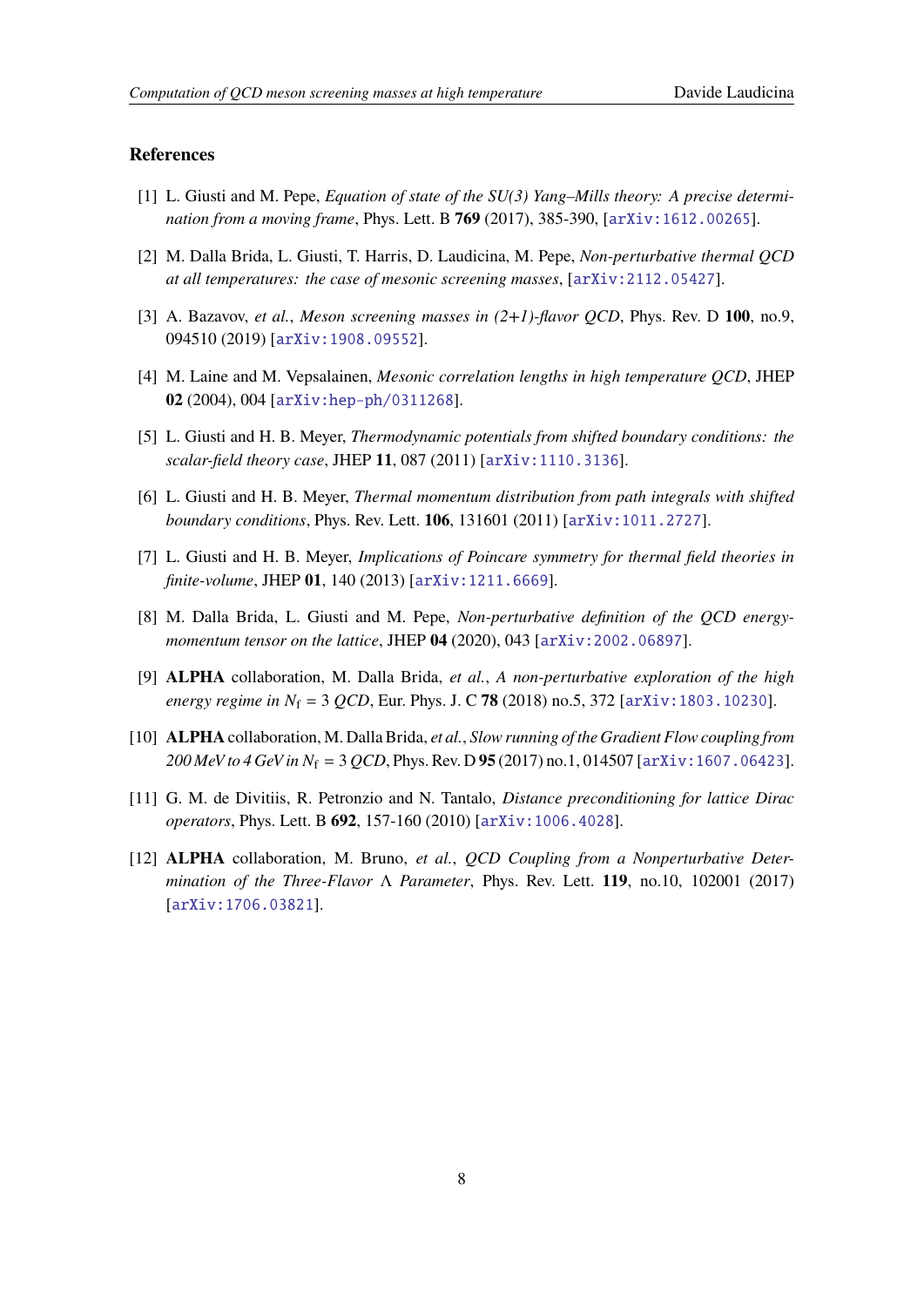## References

[1] L. Giusti and M. Pepe, *Equation of state of the SU(3) Yang–Mills theory: A precise determination from a moving frame*, Phys. Lett. B **769** (2017), 385-390, [arXiv:1612.00265].

[2] M. Dalla Brida, L. Giusti, T. Harris, D. Laudicina, M. Pepe, *Non-perturbative thermal QCD at all temperatures: the case of mesonic screening masses*, [arXiv:2112.05427].

[3] A. Bazavov, *et al.*, *Meson screening masses in (2+1)-flavor QCD*, Phys. Rev. D **100**, no.9, 094510 (2019) [arXiv:1908.09552].

[4] M. Laine and M. Vepsalainen, *Mesonic correlation lengths in high temperature QCD*, JHEP **02** (2004), 004 [arXiv:hep-ph/0311268].

[5] L. Giusti and H. B. Meyer, *Thermodynamic potentials from shifted boundary conditions: the scalar-field theory case*, JHEP **11**, 087 (2011) [arXiv:1110.3136].

[6] L. Giusti and H. B. Meyer, *Thermal momentum distribution from path integrals with shifted boundary conditions*, Phys. Rev. Lett. **106**, 131601 (2011) [arXiv:1011.2727].

[7] L. Giusti and H. B. Meyer, *Implications of Poincare symmetry for thermal field theories in finite-volume*, JHEP **01**, 140 (2013) [arXiv:1211.6669].

[8] M. Dalla Brida, L. Giusti and M. Pepe, *Non-perturbative definition of the QCD energy-momentum tensor on the lattice*, JHEP **04** (2020), 043 [arXiv:2002.06897].

[9] **ALPHA** collaboration, M. Dalla Brida, *et al.*, *A non-perturbative exploration of the high energy regime in $N_\mathrm{f} = 3$ QCD*, Eur. Phys. J. C **78** (2018) no.5, 372 [arXiv:1803.10230].

[10] **ALPHA** collaboration, M. Dalla Brida, *et al.*, *Slow running of the Gradient Flow coupling from 200 MeV to 4 GeV in $N_\mathrm{f} = 3$ QCD*, Phys. Rev. D **95** (2017) no.1, 014507 [arXiv:1607.06423].

[11] G. M. de Divitiis, R. Petronzio and N. Tantalo, *Distance preconditioning for lattice Dirac operators*, Phys. Lett. B **692**, 157-160 (2010) [arXiv:1006.4028].

[12] **ALPHA** collaboration, M. Bruno, *et al.*, *QCD Coupling from a Nonperturbative Determination of the Three-Flavor $\Lambda$ Parameter*, Phys. Rev. Lett. **119**, no.10, 102001 (2017) [arXiv:1706.03821].